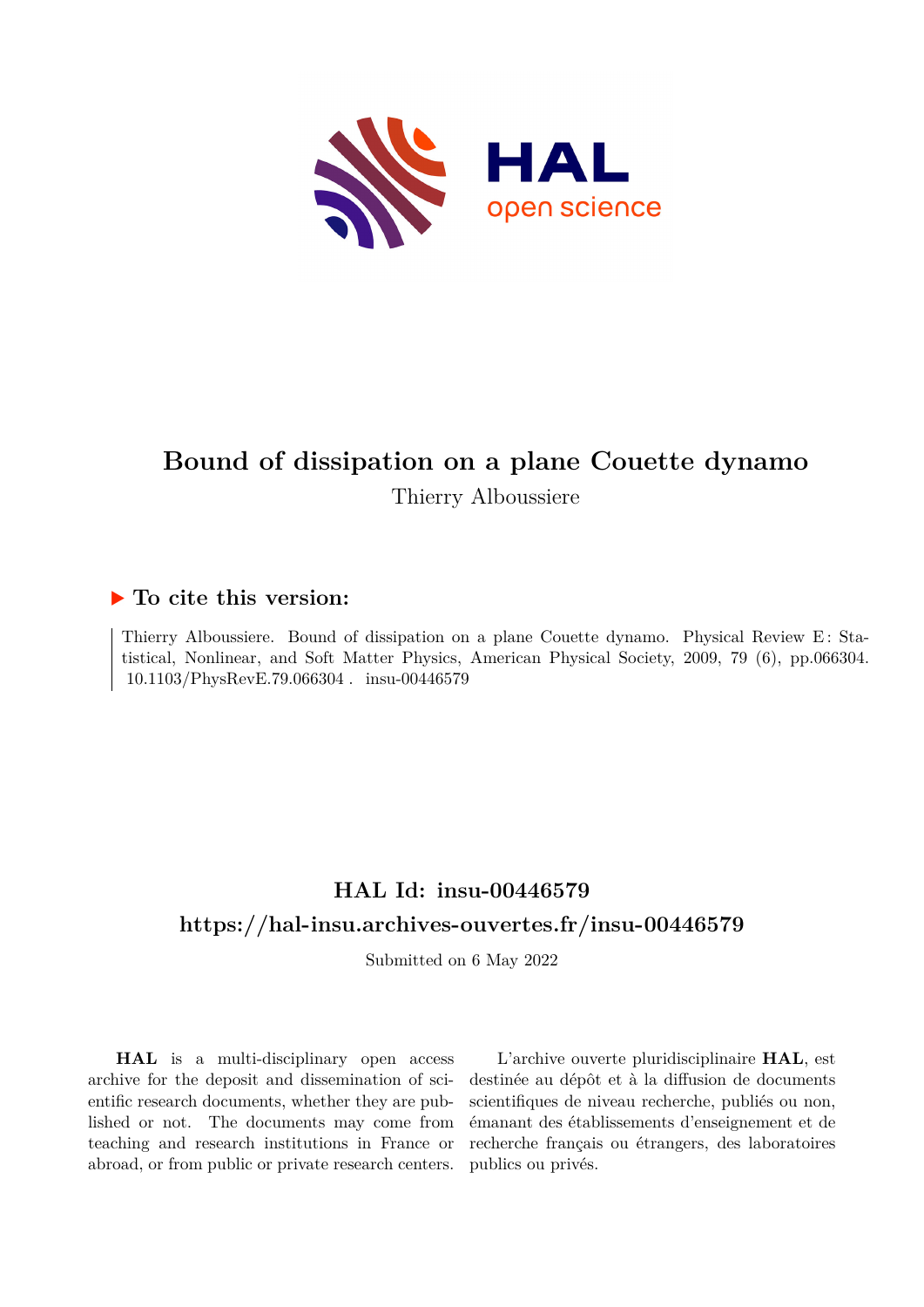# Bound of dissipation on a plane Couette dynamo

Thierry Alboussiere

## ▶ To cite this version:

Thierry Alboussiere. Bound of dissipation on a plane Couette dynamo. Physical Review E : Statistical, Nonlinear, and Soft Matter Physics, American Physical Society, 2009, 79 (6), pp.066304. 10.1103/PhysRevE.79.066304 . insu-00446579

## HAL Id: insu-00446579

## https://hal-insu.archives-ouvertes.fr/insu-00446579

Submitted on 6 May 2022

**HAL** is a multi-disciplinary open access archive for the deposit and dissemination of scientific research documents, whether they are published or not. The documents may come from teaching and research institutions in France or abroad, or from public or private research centers.

L'archive ouverte pluridisciplinaire **HAL**, est destinée au dépôt et à la diffusion de documents scientifiques de niveau recherche, publiés ou non, émanant des établissements d'enseignement et de recherche français ou étrangers, des laboratoires publics ou privés.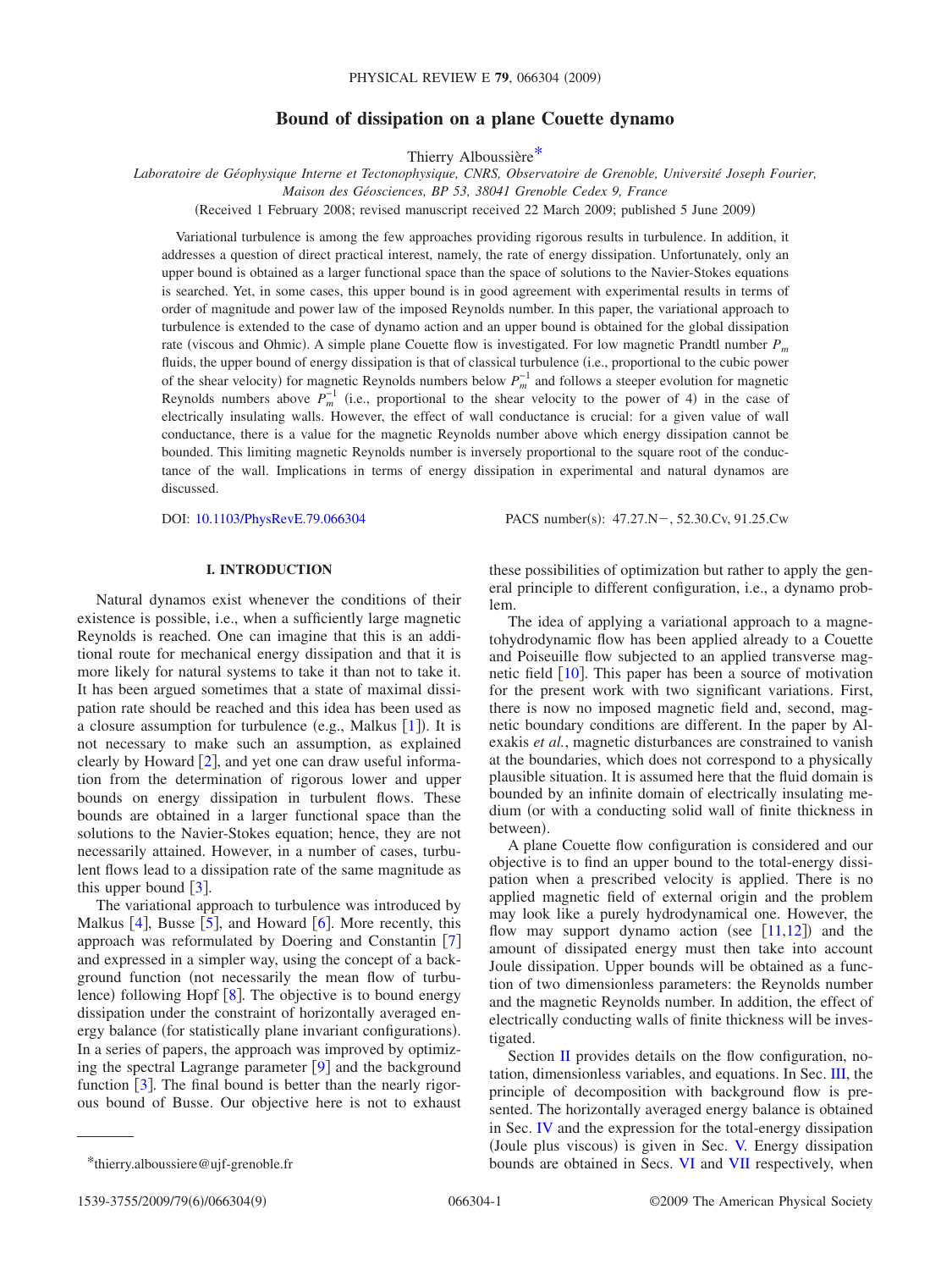# Bound of dissipation on a plane Couette dynamo

Thierry Alboussière[*]

*Laboratoire de Géophysique Interne et Tectonophysique, CNRS, Observatoire de Grenoble, Université Joseph Fourier, Maison des Géosciences, BP 53, 38041 Grenoble Cedex 9, France*

(Received 1 February 2008; revised manuscript received 22 March 2009; published 5 June 2009)

Variational turbulence is among the few approaches providing rigorous results in turbulence. In addition, it addresses a question of direct practical interest, namely, the rate of energy dissipation. Unfortunately, only an upper bound is obtained as a larger functional space than the space of solutions to the Navier-Stokes equations is searched. Yet, in some cases, this upper bound is in good agreement with experimental results in terms of order of magnitude and power law of the imposed Reynolds number. In this paper, the variational approach to turbulence is extended to the case of dynamo action and an upper bound is obtained for the global dissipation rate (viscous and Ohmic). A simple plane Couette flow is investigated. For low magnetic Prandtl number $P_m$ fluids, the upper bound of energy dissipation is that of classical turbulence (i.e., proportional to the cubic power of the shear velocity) for magnetic Reynolds numbers below $P_m^{-1}$ and follows a steeper evolution for magnetic Reynolds numbers above $P_m^{-1}$ (i.e., proportional to the shear velocity to the power of 4) in the case of electrically insulating walls. However, the effect of wall conductance is crucial: for a given value of wall conductance, there is a value for the magnetic Reynolds number above which energy dissipation cannot be bounded. This limiting magnetic Reynolds number is inversely proportional to the square root of the conductance of the wall. Implications in terms of energy dissipation in experimental and natural dynamos are discussed.

DOI: 10.1103/PhysRevE.79.066304 PACS number(s): 47.27.N−, 52.30.Cv, 91.25.Cw

## I. INTRODUCTION

Natural dynamos exist whenever the conditions of their existence is possible, i.e., when a sufficiently large magnetic Reynolds is reached. One can imagine that this is an additional route for mechanical energy dissipation and that it is more likely for natural systems to take it than not to take it. It has been argued sometimes that a state of maximal dissipation rate should be reached and this idea has been used as a closure assumption for turbulence (e.g., Malkus [1]). It is not necessary to make such an assumption, as explained clearly by Howard [2], and yet one can draw useful information from the determination of rigorous lower and upper bounds on energy dissipation in turbulent flows. These bounds are obtained in a larger functional space than the solutions to the Navier-Stokes equation; hence, they are not necessarily attained. However, in a number of cases, turbulent flows lead to a dissipation rate of the same magnitude as this upper bound [3].

The variational approach to turbulence was introduced by Malkus [4], Busse [5], and Howard [6]. More recently, this approach was reformulated by Doering and Constantin [7] and expressed in a simpler way, using the concept of a background function (not necessarily the mean flow of turbulence) following Hopf [8]. The objective is to bound energy dissipation under the constraint of horizontally averaged energy balance (for statistically plane invariant configurations). In a series of papers, the approach was improved by optimizing the spectral Lagrange parameter [9] and the background function [3]. The final bound is better than the nearly rigorous bound of Busse. Our objective here is not to exhaust these possibilities of optimization but rather to apply the general principle to different configuration, i.e., a dynamo problem.

The idea of applying a variational approach to a magnetohydrodynamic flow has been applied already to a Couette and Poiseuille flow subjected to an applied transverse magnetic field [10]. This paper has been a source of motivation for the present work with two significant variations. First, there is now no imposed magnetic field and, second, magnetic boundary conditions are different. In the paper by Alexakis *et al.*, magnetic disturbances are constrained to vanish at the boundaries, which does not correspond to a physically plausible situation. It is assumed here that the fluid domain is bounded by an infinite domain of electrically insulating medium (or with a conducting solid wall of finite thickness in between).

A plane Couette flow configuration is considered and our objective is to find an upper bound to the total-energy dissipation when a prescribed velocity is applied. There is no applied magnetic field of external origin and the problem may look like a purely hydrodynamical one. However, the flow may support dynamo action (see [11,12]) and the amount of dissipated energy must then take into account Joule dissipation. Upper bounds will be obtained as a function of two dimensionless parameters: the Reynolds number and the magnetic Reynolds number. In addition, the effect of electrically conducting walls of finite thickness will be investigated.

Section II provides details on the flow configuration, notation, dimensionless variables, and equations. In Sec. III, the principle of decomposition with background flow is presented. The horizontally averaged energy balance is obtained in Sec. IV and the expression for the total-energy dissipation (Joule plus viscous) is given in Sec. V. Energy dissipation bounds are obtained in Secs. VI and VII respectively, when

[*]thierry.alboussiere@ujf-grenoble.fr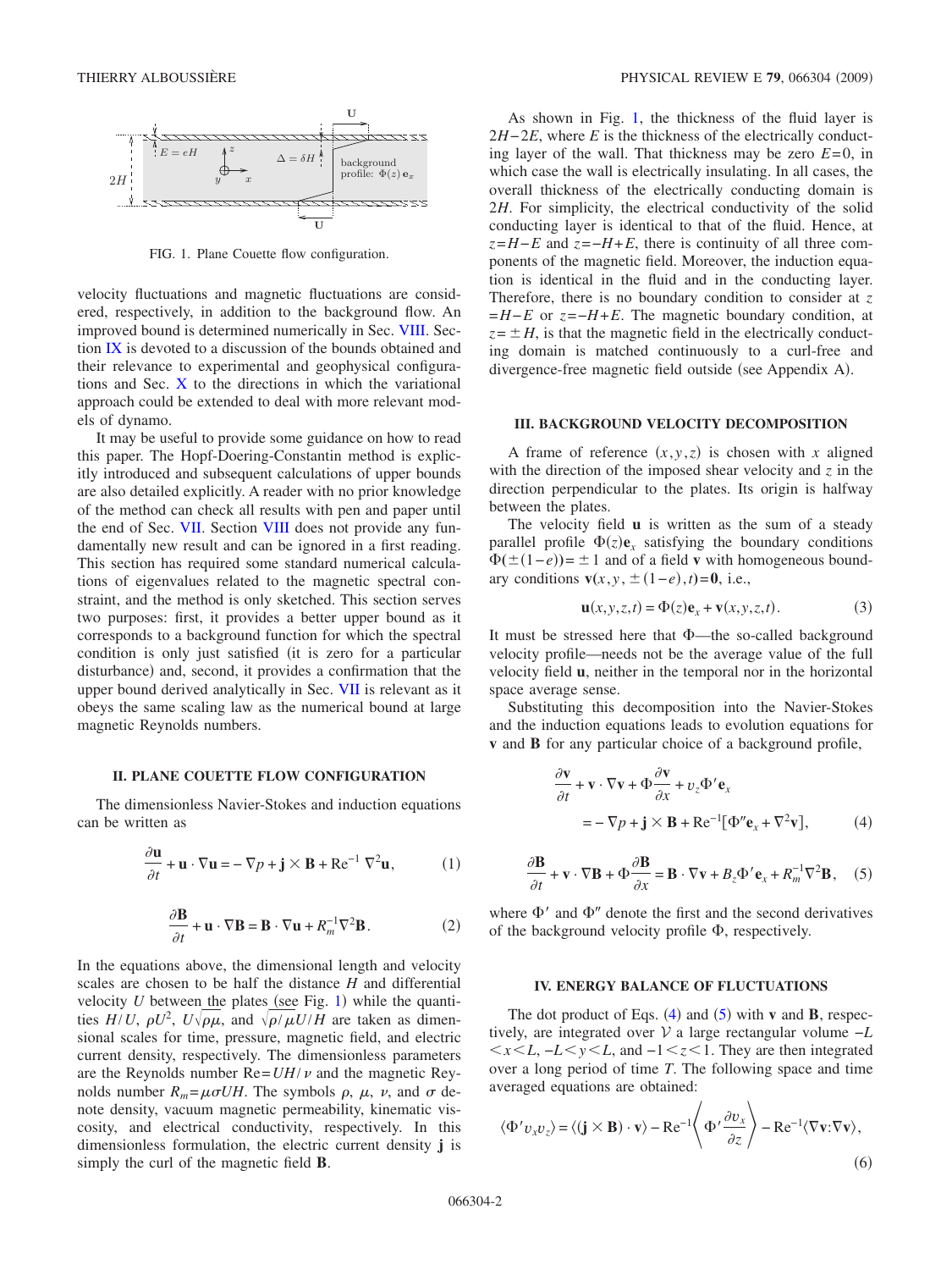FIG. 1. Plane Couette flow configuration.

velocity fluctuations and magnetic fluctuations are considered, respectively, in addition to the background flow. An improved bound is determined numerically in Sec. VIII. Section IX is devoted to a discussion of the bounds obtained and their relevance to experimental and geophysical configurations and Sec. X to the directions in which the variational approach could be extended to deal with more relevant models of dynamo.

It may be useful to provide some guidance on how to read this paper. The Hopf-Doering-Constantin method is explicitly introduced and subsequent calculations of upper bounds are also detailed explicitly. A reader with no prior knowledge of the method can check all results with pen and paper until the end of Sec. VII. Section VIII does not provide any fundamentally new result and can be ignored in a first reading. This section has required some standard numerical calculations of eigenvalues related to the magnetic spectral constraint, and the method is only sketched. This section serves two purposes: first, it provides a better upper bound as it corresponds to a background function for which the spectral condition is only just satisfied (it is zero for a particular disturbance) and, second, it provides a confirmation that the upper bound derived analytically in Sec. VII is relevant as it obeys the same scaling law as the numerical bound at large magnetic Reynolds numbers.

## II. PLANE COUETTE FLOW CONFIGURATION

The dimensionless Navier-Stokes and induction equations can be written as

$$\frac{\partial \mathbf{u}}{\partial t} + \mathbf{u}\cdot\nabla\mathbf{u} = -\nabla p + \mathbf{j}\times\mathbf{B} + \mathrm{Re}^{-1}\,\nabla^2\mathbf{u}, \tag{1}$$

$$\frac{\partial \mathbf{B}}{\partial t} + \mathbf{u}\cdot\nabla\mathbf{B} = \mathbf{B}\cdot\nabla\mathbf{u} + R_m^{-1}\nabla^2\mathbf{B}. \tag{2}$$

In the equations above, the dimensional length and velocity scales are chosen to be half the distance $H$ and differential velocity $U$ between the plates (see Fig. 1) while the quantities $H/U$, $\rho U^2$, $U\sqrt{\rho\mu}$, and $\sqrt{\rho/\mu}U/H$ are taken as dimensional scales for time, pressure, magnetic field, and electric current density, respectively. The dimensionless parameters are the Reynolds number $\mathrm{Re}=UH/\nu$ and the magnetic Reynolds number $R_m=\mu\sigma UH$. The symbols $\rho$, $\mu$, $\nu$, and $\sigma$ denote density, vacuum magnetic permeability, kinematic viscosity, and electrical conductivity, respectively. In this dimensionless formulation, the electric current density $\mathbf{j}$ is simply the curl of the magnetic field $\mathbf{B}$.

As shown in Fig. 1, the thickness of the fluid layer is $2H-2E$, where $E$ is the thickness of the electrically conducting layer of the wall. That thickness may be zero $E=0$, in which case the wall is electrically insulating. In all cases, the overall thickness of the electrically conducting domain is $2H$. For simplicity, the electrical conductivity of the solid conducting layer is identical to that of the fluid. Hence, at $z=H-E$ and $z=-H+E$, there is continuity of all three components of the magnetic field. Moreover, the induction equation is identical in the fluid and in the conducting layer. Therefore, there is no boundary condition to consider at $z=H-E$ or $z=-H+E$. The magnetic boundary condition, at $z=\pm H$, is that the magnetic field in the electrically conducting domain is matched continuously to a curl-free and divergence-free magnetic field outside (see Appendix A).

## III. BACKGROUND VELOCITY DECOMPOSITION

A frame of reference $(x,y,z)$ is chosen with $x$ aligned with the direction of the imposed shear velocity and $z$ in the direction perpendicular to the plates. Its origin is halfway between the plates.

The velocity field $\mathbf{u}$ is written as the sum of a steady parallel profile $\Phi(z)\mathbf{e}_x$ satisfying the boundary conditions $\Phi(\pm(1-e))=\pm 1$ and of a field $\mathbf{v}$ with homogeneous boundary conditions $\mathbf{v}(x,y,\pm(1-e),t)=\mathbf{0}$, i.e.,

$$\mathbf{u}(x,y,z,t) = \Phi(z)\mathbf{e}_x + \mathbf{v}(x,y,z,t). \tag{3}$$

It must be stressed here that $\Phi$—the so-called background velocity profile—needs not be the average value of the full velocity field $\mathbf{u}$, neither in the temporal nor in the horizontal space average sense.

Substituting this decomposition into the Navier-Stokes and the induction equations leads to evolution equations for $\mathbf{v}$ and $\mathbf{B}$ for any particular choice of a background profile,

$$\frac{\partial \mathbf{v}}{\partial t} + \mathbf{v}\cdot\nabla\mathbf{v} + \Phi\frac{\partial \mathbf{v}}{\partial x} + v_z\Phi'\mathbf{e}_x = -\nabla p + \mathbf{j}\times\mathbf{B} + \mathrm{Re}^{-1}[\Phi''\mathbf{e}_x + \nabla^2\mathbf{v}], \tag{4}$$

$$\frac{\partial \mathbf{B}}{\partial t} + \mathbf{v}\cdot\nabla\mathbf{B} + \Phi\frac{\partial \mathbf{B}}{\partial x} = \mathbf{B}\cdot\nabla\mathbf{v} + B_z\Phi'\mathbf{e}_x + R_m^{-1}\nabla^2\mathbf{B}, \tag{5}$$

where $\Phi'$ and $\Phi''$ denote the first and the second derivatives of the background velocity profile $\Phi$, respectively.

## IV. ENERGY BALANCE OF FLUCTUATIONS

The dot product of Eqs. (4) and (5) with $\mathbf{v}$ and $\mathbf{B}$, respectively, are integrated over $\mathcal{V}$ a large rectangular volume $-L<x<L$, $-L<y<L$, and $-1<z<1$. They are then integrated over a long period of time $T$. The following space and time averaged equations are obtained:

$$\langle \Phi' v_x v_z\rangle = \langle(\mathbf{j}\times\mathbf{B})\cdot\mathbf{v}\rangle - \mathrm{Re}^{-1}\left\langle \Phi'\frac{\partial v_x}{\partial z}\right\rangle - \mathrm{Re}^{-1}\langle\nabla\mathbf{v}{:}\nabla\mathbf{v}\rangle, \tag{6}$$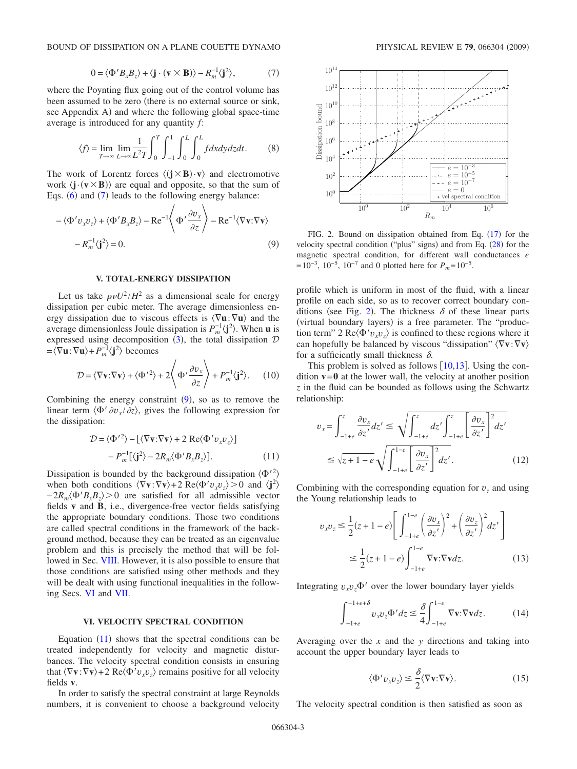$$0 = \langle \Phi' B_x B_z \rangle + \langle \mathbf{j} \cdot (\mathbf{v} \times \mathbf{B}) \rangle - R_m^{-1} \langle \mathbf{j}^2 \rangle, \tag{7}$$

where the Poynting flux going out of the control volume has been assumed to be zero (there is no external source or sink, see Appendix A) and where the following global space-time average is introduced for any quantity $f$:

$$\langle f \rangle = \lim_{T\to\infty} \lim_{L\to\infty} \frac{1}{L^2 T} \int_0^T \int_{-1}^1 \int_0^L \int_0^L f dx dy dz dt. \tag{8}$$

The work of Lorentz forces $\langle (\mathbf{j} \times \mathbf{B}) \cdot \mathbf{v} \rangle$ and electromotive work $\langle \mathbf{j} \cdot (\mathbf{v} \times \mathbf{B}) \rangle$ are equal and opposite, so that the sum of Eqs. (6) and (7) leads to the following energy balance:

$$-\langle \Phi' v_x v_z \rangle + \langle \Phi' B_x B_z \rangle - \mathrm{Re}^{-1} \left\langle \Phi' \frac{\partial v_x}{\partial z} \right\rangle - \mathrm{Re}^{-1} \langle \nabla \mathbf{v} : \nabla \mathbf{v} \rangle - R_m^{-1} \langle \mathbf{j}^2 \rangle = 0. \tag{9}$$

## V. TOTAL-ENERGY DISSIPATION

Let us take $\rho \nu U^2 / H^2$ as a dimensional scale for energy dissipation per cubic meter. The average dimensionless energy dissipation due to viscous effects is $\langle \nabla \mathbf{u} : \nabla \mathbf{u} \rangle$ and the average dimensionless Joule dissipation is $P_m^{-1} \langle \mathbf{j}^2 \rangle$. When $\mathbf{u}$ is expressed using decomposition (3), the total dissipation $\mathcal{D} = \langle \nabla \mathbf{u} : \nabla \mathbf{u} \rangle + P_m^{-1} \langle \mathbf{j}^2 \rangle$ becomes

$$\mathcal{D} = \langle \nabla \mathbf{v} : \nabla \mathbf{v} \rangle + \langle \Phi'^2 \rangle + 2 \left\langle \Phi' \frac{\partial v_x}{\partial z} \right\rangle + P_m^{-1} \langle \mathbf{j}^2 \rangle. \tag{10}$$

Combining the energy constraint (9), so as to remove the linear term $\langle \Phi' \partial v_x / \partial z \rangle$, gives the following expression for the dissipation:

$$\mathcal{D} = \langle \Phi'^2 \rangle - [\langle \nabla \mathbf{v} : \nabla \mathbf{v} \rangle + 2 \,\mathrm{Re} \langle \Phi' v_x v_z \rangle] - P_m^{-1} [\langle \mathbf{j}^2 \rangle - 2 R_m \langle \Phi' B_x B_z \rangle]. \tag{11}$$

Dissipation is bounded by the background dissipation $\langle \Phi'^2 \rangle$ when both conditions $\langle \nabla \mathbf{v} : \nabla \mathbf{v} \rangle + 2 \,\mathrm{Re} \langle \Phi' v_x v_z \rangle > 0$ and $\langle \mathbf{j}^2 \rangle - 2 R_m \langle \Phi' B_x B_z \rangle > 0$ are satisfied for all admissible vector fields $\mathbf{v}$ and $\mathbf{B}$, i.e., divergence-free vector fields satisfying the appropriate boundary conditions. Those two conditions are called spectral conditions in the framework of the background method, because they can be treated as an eigenvalue problem and this is precisely the method that will be followed in Sec. VIII. However, it is also possible to ensure that those conditions are satisfied using other methods and they will be dealt with using functional inequalities in the following Secs. VI and VII.

## VI. VELOCITY SPECTRAL CONDITION

Equation (11) shows that the spectral conditions can be treated independently for velocity and magnetic disturbances. The velocity spectral condition consists in ensuring that $\langle \nabla \mathbf{v} : \nabla \mathbf{v} \rangle + 2 \,\mathrm{Re} \langle \Phi' v_x v_z \rangle$ remains positive for all velocity fields $\mathbf{v}$.

In order to satisfy the spectral constraint at large Reynolds numbers, it is convenient to choose a background velocity profile which is uniform in most of the fluid, with a linear profile on each side, so as to recover correct boundary conditions (see Fig. 2). The thickness $\delta$ of these linear parts (virtual boundary layers) is a free parameter. The "production term" $2 \,\mathrm{Re} \langle \Phi' v_x v_z \rangle$ is confined to these regions where it can hopefully be balanced by viscous "dissipation" $\langle \nabla \mathbf{v} : \nabla \mathbf{v} \rangle$ for a sufficiently small thickness $\delta$.

FIG. 2. Bound on dissipation obtained from Eq. (17) for the velocity spectral condition ("plus" signs) and from Eq. (28) for the magnetic spectral condition, for different wall conductances $e = 10^{-3}$, $10^{-5}$, $10^{-7}$ and 0 plotted here for $P_m = 10^{-5}$.

This problem is solved as follows [10,13]. Using the condition $\mathbf{v} = \mathbf{0}$ at the lower wall, the velocity at another position $z$ in the fluid can be bounded as follows using the Schwartz relationship:

$$v_x = \int_{-1+e}^{z} \frac{\partial v_x}{\partial z'} dz' \leq \sqrt{\int_{-1+e}^{z} dz' \int_{-1+e}^{z} \left[ \frac{\partial v_x}{\partial z'} \right]^2 dz'} \leq \sqrt{z+1-e} \sqrt{\int_{-1+e}^{1-e} \left[ \frac{\partial v_x}{\partial z'} \right]^2 dz'}. \tag{12}$$

Combining with the corresponding equation for $v_z$ and using the Young relationship leads to

$$v_x v_z \leq \frac{1}{2}(z+1-e) \left[ \int_{-1+e}^{1-e} \left( \frac{\partial v_x}{\partial z'} \right)^2 + \left( \frac{\partial v_z}{\partial z'} \right)^2 dz' \right] \leq \frac{1}{2}(z+1-e) \int_{-1+e}^{1-e} \nabla \mathbf{v} : \nabla \mathbf{v} dz. \tag{13}$$

Integrating $v_x v_z \Phi'$ over the lower boundary layer yields

$$\int_{-1+e}^{-1+e+\delta} v_x v_z \Phi' dz \leq \frac{\delta}{4} \int_{-1+e}^{1-e} \nabla \mathbf{v} : \nabla \mathbf{v} dz. \tag{14}$$

Averaging over the $x$ and the $y$ directions and taking into account the upper boundary layer leads to

$$\langle \Phi' v_x v_z \rangle \leq \frac{\delta}{2} \langle \nabla \mathbf{v} : \nabla \mathbf{v} \rangle. \tag{15}$$

The velocity spectral condition is then satisfied as soon as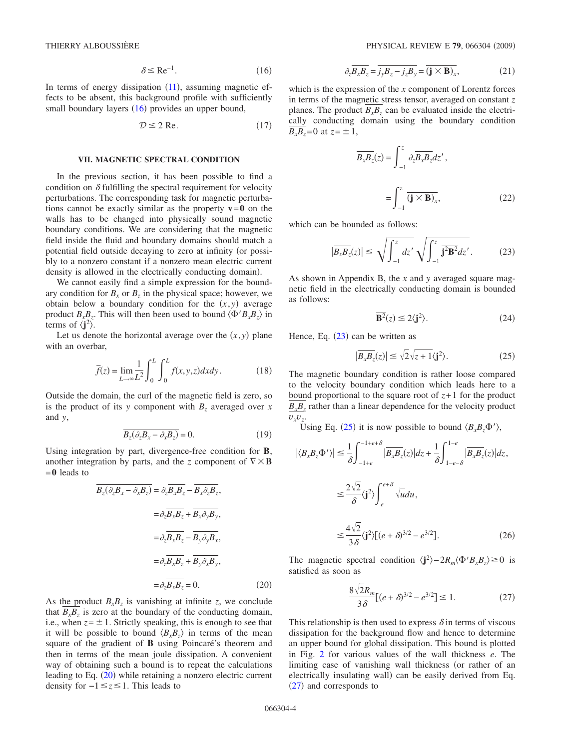$$\delta \leq \mathrm{Re}^{-1}. \tag{16}$$

In terms of energy dissipation (11), assuming magnetic effects to be absent, this background profile with sufficiently small boundary layers (16) provides an upper bound,

$$\mathcal{D} \leq 2\,\mathrm{Re}. \tag{17}$$

## VII. MAGNETIC SPECTRAL CONDITION

In the previous section, it has been possible to find a condition on $\delta$ fulfilling the spectral requirement for velocity perturbations. The corresponding task for magnetic perturbations cannot be exactly similar as the property $\mathbf{v}=\mathbf{0}$ on the walls has to be changed into physically sound magnetic boundary conditions. We are considering that the magnetic field inside the fluid and boundary domains should match a potential field outside decaying to zero at infinity (or possibly to a nonzero constant if a nonzero mean electric current density is allowed in the electrically conducting domain).

We cannot easily find a simple expression for the boundary condition for $B_x$ or $B_z$ in the physical space; however, we obtain below a boundary condition for the $(x,y)$ average product $B_xB_z$. This will then been used to bound $\langle \Phi' B_x B_z\rangle$ in terms of $\langle \mathbf{j}^2\rangle$.

Let us denote the horizontal average over the $(x,y)$ plane with an overbar,

$$\bar{f}(z) = \lim_{L\to\infty}\frac{1}{L^2}\int_0^L\int_0^L f(x,y,z)dxdy. \tag{18}$$

Outside the domain, the curl of the magnetic field is zero, so is the product of its $y$ component with $B_z$ averaged over $x$ and $y$,

$$\overline{B_z(\partial_z B_x - \partial_x B_z)} = 0. \tag{19}$$

Using integration by part, divergence-free condition for $\mathbf{B}$, another integration by parts, and the $z$ component of $\nabla\times\mathbf{B}=\mathbf{0}$ leads to

$$\begin{aligned}
\overline{B_z(\partial_z B_x - \partial_x B_z)} &= \partial_z\overline{B_xB_z} - \overline{B_x\partial_z B_z},\\
&= \partial_z\overline{B_xB_z} + \overline{B_x\partial_y B_y},\\
&= \partial_z\overline{B_xB_z} - \overline{B_y\partial_y B_x},\\
&= \partial_z\overline{B_xB_z} + \overline{B_y\partial_x B_y},\\
&= \partial_z\overline{B_xB_z} = 0.
\end{aligned} \tag{20}$$

As the product $B_xB_z$ is vanishing at infinite $z$, we conclude that $\overline{B_xB_z}$ is zero at the boundary of the conducting domain, i.e., when $z=\pm 1$. Strictly speaking, this is enough to see that it will be possible to bound $\langle B_xB_z\rangle$ in terms of the mean square of the gradient of $\mathbf{B}$ using Poincaré's theorem and then in terms of the mean joule dissipation. A convenient way of obtaining such a bound is to repeat the calculations leading to Eq. (20) while retaining a nonzero electric current density for $-1\leq z\leq 1$. This leads to

$$\partial_z\overline{B_xB_z} = \overline{j_yB_z - j_zB_y} = \overline{(\mathbf{j}\times\mathbf{B})}_x, \tag{21}$$

which is the expression of the $x$ component of Lorentz forces in terms of the magnetic stress tensor, averaged on constant $z$ planes. The product $\overline{B_xB_z}$ can be evaluated inside the electrically conducting domain using the boundary condition $\overline{B_xB_z}=0$ at $z=\pm 1$,

$$\begin{aligned}
\overline{B_xB_z}(z) &= \int_{-1}^{z}\partial_z\overline{B_xB_z}dz',\\
&= \int_{-1}^{z}\overline{(\mathbf{j}\times\mathbf{B})}_x,
\end{aligned} \tag{22}$$

which can be bounded as follows:

$$|\overline{B_xB_z}(z)| \leq \sqrt{\int_{-1}^{z}dz'}\sqrt{\int_{-1}^{z}\overline{\mathbf{j}^2\mathbf{B}^2}dz'}. \tag{23}$$

As shown in Appendix B, the $x$ and $y$ averaged square magnetic field in the electrically conducting domain is bounded as follows:

$$\overline{\mathbf{B}^2}(z) \leq 2\langle \mathbf{j}^2\rangle. \tag{24}$$

Hence, Eq. (23) can be written as

$$|\overline{B_xB_z}(z)| \leq \sqrt{2}\sqrt{z+1}\langle \mathbf{j}^2\rangle. \tag{25}$$

The magnetic boundary condition is rather loose compared to the velocity boundary condition which leads here to a bound proportional to the square root of $z+1$ for the product $\overline{B_xB_z}$ rather than a linear dependence for the velocity product $v_xv_z$.

Using Eq. (25) it is now possible to bound $\langle B_xB_z\Phi'\rangle$,

$$\begin{aligned}
|\langle B_xB_z\Phi'\rangle| &\leq \frac{1}{\delta}\int_{-1+e}^{-1+e+\delta}|\overline{B_xB_z}(z)|dz + \frac{1}{\delta}\int_{1-e-\delta}^{1-e}|\overline{B_xB_z}(z)|dz,\\
&\leq \frac{2\sqrt{2}}{\delta}\langle \mathbf{j}^2\rangle\int_{e}^{e+\delta}\sqrt{u}du,\\
&\leq \frac{4\sqrt{2}}{3\delta}\langle \mathbf{j}^2\rangle[(e+\delta)^{3/2} - e^{3/2}].
\end{aligned} \tag{26}$$

The magnetic spectral condition $\langle \mathbf{j}^2\rangle - 2R_m\langle \Phi' B_xB_z\rangle \geq 0$ is satisfied as soon as

$$\frac{8\sqrt{2}R_m}{3\delta}[(e+\delta)^{3/2} - e^{3/2}] \leq 1. \tag{27}$$

This relationship is then used to express $\delta$ in terms of viscous dissipation for the background flow and hence to determine an upper bound for global dissipation. This bound is plotted in Fig. 2 for various values of the wall thickness $e$. The limiting case of vanishing wall thickness (or rather of an electrically insulating wall) can be easily derived from Eq. (27) and corresponds to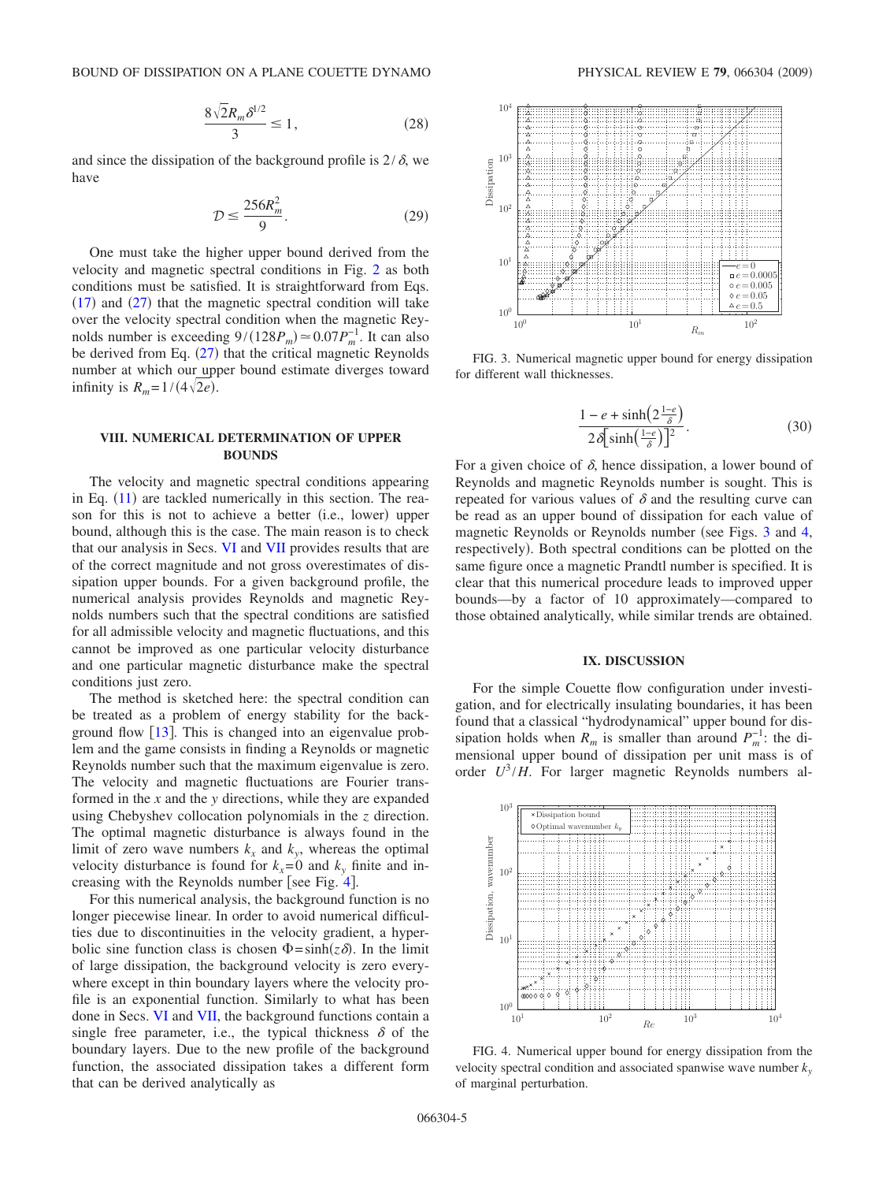$$\frac{8\sqrt{2}R_m\delta^{1/2}}{3} \le 1, \tag{28}$$

and since the dissipation of the background profile is $2/\delta$, we have

$$\mathcal{D} \le \frac{256R_m^2}{9}. \tag{29}$$

One must take the higher upper bound derived from the velocity and magnetic spectral conditions in Fig. 2 as both conditions must be satisfied. It is straightforward from Eqs. (17) and (27) that the magnetic spectral condition will take over the velocity spectral condition when the magnetic Reynolds number is exceeding $9/(128P_m) \simeq 0.07P_m^{-1}$. It can also be derived from Eq. (27) that the critical magnetic Reynolds number at which our upper bound estimate diverges toward infinity is $R_m = 1/(4\sqrt{2e})$.

## VIII. NUMERICAL DETERMINATION OF UPPER BOUNDS

The velocity and magnetic spectral conditions appearing in Eq. (11) are tackled numerically in this section. The reason for this is not to achieve a better (i.e., lower) upper bound, although this is the case. The main reason is to check that our analysis in Secs. VI and VII provides results that are of the correct magnitude and not gross overestimates of dissipation upper bounds. For a given background profile, the numerical analysis provides Reynolds and magnetic Reynolds numbers such that the spectral conditions are satisfied for all admissible velocity and magnetic fluctuations, and this cannot be improved as one particular velocity disturbance and one particular magnetic disturbance make the spectral conditions just zero.

The method is sketched here: the spectral condition can be treated as a problem of energy stability for the background flow [13]. This is changed into an eigenvalue problem and the game consists in finding a Reynolds or magnetic Reynolds number such that the maximum eigenvalue is zero. The velocity and magnetic fluctuations are Fourier transformed in the $x$ and the $y$ directions, while they are expanded using Chebyshev collocation polynomials in the $z$ direction. The optimal magnetic disturbance is always found in the limit of zero wave numbers $k_x$ and $k_y$, whereas the optimal velocity disturbance is found for $k_x=0$ and $k_y$ finite and increasing with the Reynolds number [see Fig. 4].

For this numerical analysis, the background function is no longer piecewise linear. In order to avoid numerical difficulties due to discontinuities in the velocity gradient, a hyperbolic sine function class is chosen $\Phi = \sinh(z\delta)$. In the limit of large dissipation, the background velocity is zero everywhere except in thin boundary layers where the velocity profile is an exponential function. Similarly to what has been done in Secs. VI and VII, the background functions contain a single free parameter, i.e., the typical thickness $\delta$ of the boundary layers. Due to the new profile of the background function, the associated dissipation takes a different form that can be derived analytically as

FIG. 3. Numerical magnetic upper bound for energy dissipation for different wall thicknesses.

$$\frac{1-e+\sinh\left(2\frac{1-e}{\delta}\right)}{2\delta\left[\sinh\left(\frac{1-e}{\delta}\right)\right]^2}. \tag{30}$$

For a given choice of $\delta$, hence dissipation, a lower bound of Reynolds and magnetic Reynolds number is sought. This is repeated for various values of $\delta$ and the resulting curve can be read as an upper bound of dissipation for each value of magnetic Reynolds or Reynolds number (see Figs. 3 and 4, respectively). Both spectral conditions can be plotted on the same figure once a magnetic Prandtl number is specified. It is clear that this numerical procedure leads to improved upper bounds—by a factor of 10 approximately—compared to those obtained analytically, while similar trends are obtained.

## IX. DISCUSSION

For the simple Couette flow configuration under investigation, and for electrically insulating boundaries, it has been found that a classical "hydrodynamical" upper bound for dissipation holds when $R_m$ is smaller than around $P_m^{-1}$: the dimensional upper bound of dissipation per unit mass is of order $U^3/H$. For larger magnetic Reynolds numbers al-

FIG. 4. Numerical upper bound for energy dissipation from the velocity spectral condition and associated spanwise wave number $k_y$ of marginal perturbation.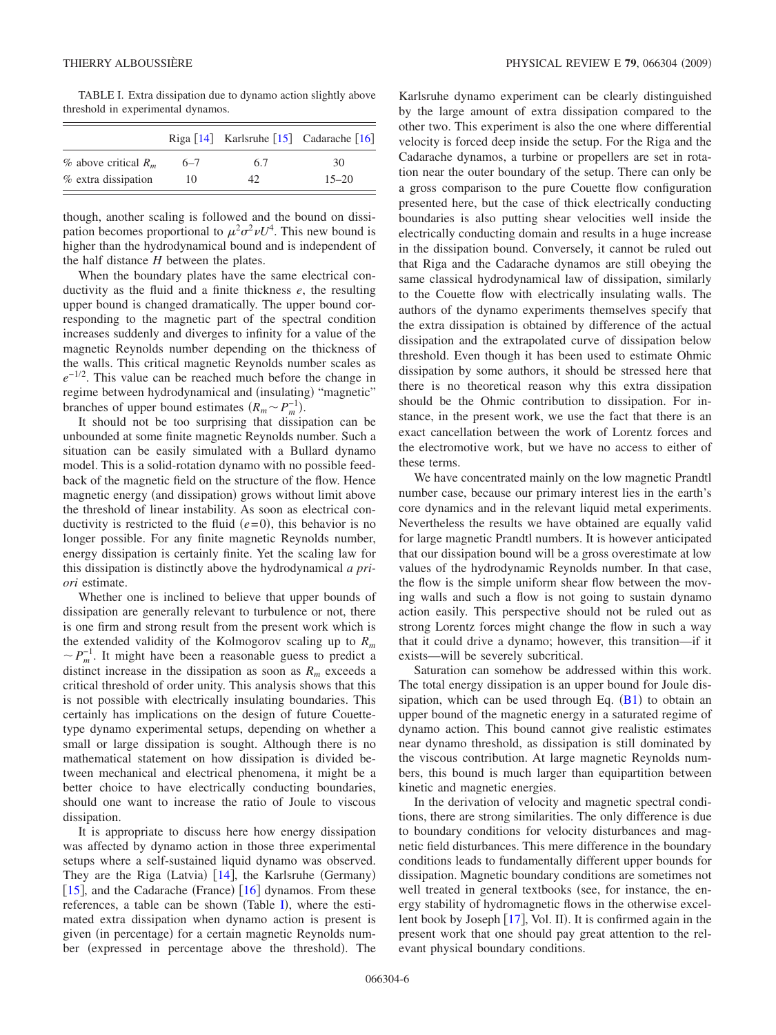TABLE I. Extra dissipation due to dynamo action slightly above threshold in experimental dynamos.

| | Riga [14] | Karlsruhe [15] | Cadarache [16] |
|---|---|---|---|
| % above critical $R_m$ | 6–7 | 6.7 | 30 |
| % extra dissipation | 10 | 42 | 15–20 |

though, another scaling is followed and the bound on dissipation becomes proportional to $\mu^2\sigma^2\nu U^4$. This new bound is higher than the hydrodynamical bound and is independent of the half distance $H$ between the plates.

When the boundary plates have the same electrical conductivity as the fluid and a finite thickness $e$, the resulting upper bound is changed dramatically. The upper bound corresponding to the magnetic part of the spectral condition increases suddenly and diverges to infinity for a value of the magnetic Reynolds number depending on the thickness of the walls. This critical magnetic Reynolds number scales as $e^{-1/2}$. This value can be reached much before the change in regime between hydrodynamical and (insulating) "magnetic" branches of upper bound estimates ($R_m \sim P_m^{-1}$).

It should not be too surprising that dissipation can be unbounded at some finite magnetic Reynolds number. Such a situation can be easily simulated with a Bullard dynamo model. This is a solid-rotation dynamo with no possible feedback of the magnetic field on the structure of the flow. Hence magnetic energy (and dissipation) grows without limit above the threshold of linear instability. As soon as electrical conductivity is restricted to the fluid ($e=0$), this behavior is no longer possible. For any finite magnetic Reynolds number, energy dissipation is certainly finite. Yet the scaling law for this dissipation is distinctly above the hydrodynamical *a priori* estimate.

Whether one is inclined to believe that upper bounds of dissipation are generally relevant to turbulence or not, there is one firm and strong result from the present work which is the extended validity of the Kolmogorov scaling up to $R_m \sim P_m^{-1}$. It might have been a reasonable guess to predict a distinct increase in the dissipation as soon as $R_m$ exceeds a critical threshold of order unity. This analysis shows that this is not possible with electrically insulating boundaries. This certainly has implications on the design of future Couette-type dynamo experimental setups, depending on whether a small or large dissipation is sought. Although there is no mathematical statement on how dissipation is divided between mechanical and electrical phenomena, it might be a better choice to have electrically conducting boundaries, should one want to increase the ratio of Joule to viscous dissipation.

It is appropriate to discuss here how energy dissipation was affected by dynamo action in those three experimental setups where a self-sustained liquid dynamo was observed. They are the Riga (Latvia) [14], the Karlsruhe (Germany) [15], and the Cadarache (France) [16] dynamos. From these references, a table can be shown (Table I), where the estimated extra dissipation when dynamo action is present is given (in percentage) for a certain magnetic Reynolds number (expressed in percentage above the threshold). The Karlsruhe dynamo experiment can be clearly distinguished by the large amount of extra dissipation compared to the other two. This experiment is also the one where differential velocity is forced deep inside the setup. For the Riga and the Cadarache dynamos, a turbine or propellers are set in rotation near the outer boundary of the setup. There can only be a gross comparison to the pure Couette flow configuration presented here, but the case of thick electrically conducting boundaries is also putting shear velocities well inside the electrically conducting domain and results in a huge increase in the dissipation bound. Conversely, it cannot be ruled out that Riga and the Cadarache dynamos are still obeying the same classical hydrodynamical law of dissipation, similarly to the Couette flow with electrically insulating walls. The authors of the dynamo experiments themselves specify that the extra dissipation is obtained by difference of the actual dissipation and the extrapolated curve of dissipation below threshold. Even though it has been used to estimate Ohmic dissipation by some authors, it should be stressed here that there is no theoretical reason why this extra dissipation should be the Ohmic contribution to dissipation. For instance, in the present work, we use the fact that there is an exact cancellation between the work of Lorentz forces and the electromotive work, but we have no access to either of these terms.

We have concentrated mainly on the low magnetic Prandtl number case, because our primary interest lies in the earth's core dynamics and in the relevant liquid metal experiments. Nevertheless the results we have obtained are equally valid for large magnetic Prandtl numbers. It is however anticipated that our dissipation bound will be a gross overestimate at low values of the hydrodynamic Reynolds number. In that case, the flow is the simple uniform shear flow between the moving walls and such a flow is not going to sustain dynamo action easily. This perspective should not be ruled out as strong Lorentz forces might change the flow in such a way that it could drive a dynamo; however, this transition—if it exists—will be severely subcritical.

Saturation can somehow be addressed within this work. The total energy dissipation is an upper bound for Joule dissipation, which can be used through Eq. (B1) to obtain an upper bound of the magnetic energy in a saturated regime of dynamo action. This bound cannot give realistic estimates near dynamo threshold, as dissipation is still dominated by the viscous contribution. At large magnetic Reynolds numbers, this bound is much larger than equipartition between kinetic and magnetic energies.

In the derivation of velocity and magnetic spectral conditions, there are strong similarities. The only difference is due to boundary conditions for velocity disturbances and magnetic field disturbances. This mere difference in the boundary conditions leads to fundamentally different upper bounds for dissipation. Magnetic boundary conditions are sometimes not well treated in general textbooks (see, for instance, the energy stability of hydromagnetic flows in the otherwise excellent book by Joseph [17], Vol. II). It is confirmed again in the present work that one should pay great attention to the relevant physical boundary conditions.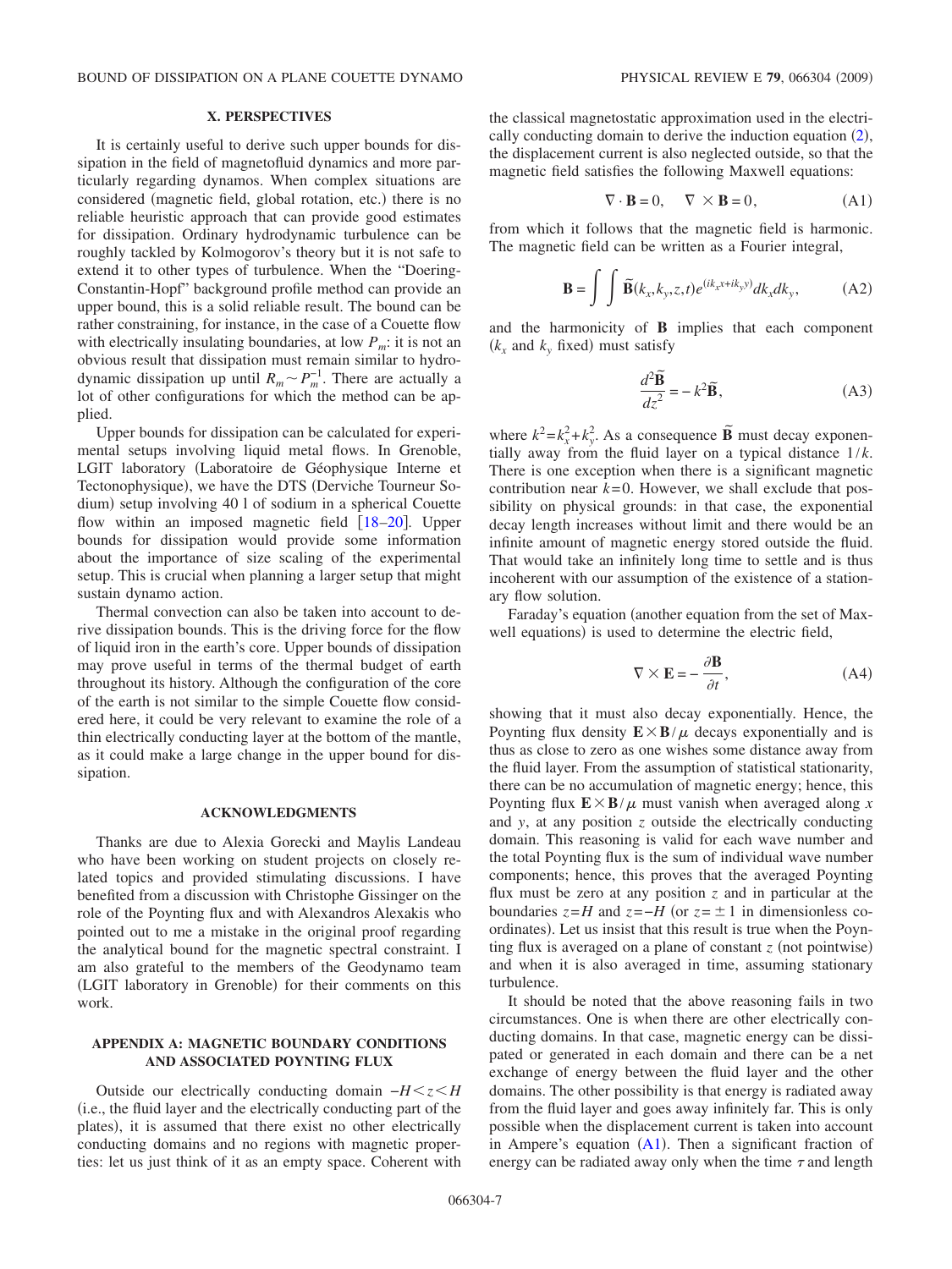## X. PERSPECTIVES

It is certainly useful to derive such upper bounds for dissipation in the field of magnetofluid dynamics and more particularly regarding dynamos. When complex situations are considered (magnetic field, global rotation, etc.) there is no reliable heuristic approach that can provide good estimates for dissipation. Ordinary hydrodynamic turbulence can be roughly tackled by Kolmogorov's theory but it is not safe to extend it to other types of turbulence. When the "Doering-Constantin-Hopf" background profile method can provide an upper bound, this is a solid reliable result. The bound can be rather constraining, for instance, in the case of a Couette flow with electrically insulating boundaries, at low $P_m$: it is not an obvious result that dissipation must remain similar to hydrodynamic dissipation up until $R_m \sim P_m^{-1}$. There are actually a lot of other configurations for which the method can be applied.

Upper bounds for dissipation can be calculated for experimental setups involving liquid metal flows. In Grenoble, LGIT laboratory (Laboratoire de Géophysique Interne et Tectonophysique), we have the DTS (Derviche Tourneur Sodium) setup involving 40 l of sodium in a spherical Couette flow within an imposed magnetic field [18–20]. Upper bounds for dissipation would provide some information about the importance of size scaling of the experimental setup. This is crucial when planning a larger setup that might sustain dynamo action.

Thermal convection can also be taken into account to derive dissipation bounds. This is the driving force for the flow of liquid iron in the earth's core. Upper bounds of dissipation may prove useful in terms of the thermal budget of earth throughout its history. Although the configuration of the core of the earth is not similar to the simple Couette flow considered here, it could be very relevant to examine the role of a thin electrically conducting layer at the bottom of the mantle, as it could make a large change in the upper bound for dissipation.

## ACKNOWLEDGMENTS

Thanks are due to Alexia Gorecki and Maylis Landeau who have been working on student projects on closely related topics and provided stimulating discussions. I have benefited from a discussion with Christophe Gissinger on the role of the Poynting flux and with Alexandros Alexakis who pointed out to me a mistake in the original proof regarding the analytical bound for the magnetic spectral constraint. I am also grateful to the members of the Geodynamo team (LGIT laboratory in Grenoble) for their comments on this work.

## APPENDIX A: MAGNETIC BOUNDARY CONDITIONS AND ASSOCIATED POYNTING FLUX

Outside our electrically conducting domain $-H<z<H$ (i.e., the fluid layer and the electrically conducting part of the plates), it is assumed that there exist no other electrically conducting domains and no regions with magnetic properties: let us just think of it as an empty space. Coherent with the classical magnetostatic approximation used in the electrically conducting domain to derive the induction equation (2), the displacement current is also neglected outside, so that the magnetic field satisfies the following Maxwell equations:

$$\nabla \cdot \mathbf{B} = 0, \quad \nabla \times \mathbf{B} = 0, \tag{A1}$$

from which it follows that the magnetic field is harmonic. The magnetic field can be written as a Fourier integral,

$$\mathbf{B} = \int \int \tilde{\mathbf{B}}(k_x, k_y, z, t) e^{(ik_x x + ik_y y)} dk_x dk_y, \tag{A2}$$

and the harmonicity of $\mathbf{B}$ implies that each component ($k_x$ and $k_y$ fixed) must satisfy

$$\frac{d^2 \tilde{\mathbf{B}}}{dz^2} = -k^2 \tilde{\mathbf{B}}, \tag{A3}$$

where $k^2 = k_x^2 + k_y^2$. As a consequence $\tilde{\mathbf{B}}$ must decay exponentially away from the fluid layer on a typical distance $1/k$. There is one exception when there is a significant magnetic contribution near $k=0$. However, we shall exclude that possibility on physical grounds: in that case, the exponential decay length increases without limit and there would be an infinite amount of magnetic energy stored outside the fluid. That would take an infinitely long time to settle and is thus incoherent with our assumption of the existence of a stationary flow solution.

Faraday's equation (another equation from the set of Maxwell equations) is used to determine the electric field,

$$\nabla \times \mathbf{E} = -\frac{\partial \mathbf{B}}{\partial t}, \tag{A4}$$

showing that it must also decay exponentially. Hence, the Poynting flux density $\mathbf{E} \times \mathbf{B}/\mu$ decays exponentially and is thus as close to zero as one wishes some distance away from the fluid layer. From the assumption of statistical stationarity, there can be no accumulation of magnetic energy; hence, this Poynting flux $\mathbf{E} \times \mathbf{B}/\mu$ must vanish when averaged along $x$ and $y$, at any position $z$ outside the electrically conducting domain. This reasoning is valid for each wave number and the total Poynting flux is the sum of individual wave number components; hence, this proves that the averaged Poynting flux must be zero at any position $z$ and in particular at the boundaries $z=H$ and $z=-H$ (or $z=\pm 1$ in dimensionless coordinates). Let us insist that this result is true when the Poynting flux is averaged on a plane of constant $z$ (not pointwise) and when it is also averaged in time, assuming stationary turbulence.

It should be noted that the above reasoning fails in two circumstances. One is when there are other electrically conducting domains. In that case, magnetic energy can be dissipated or generated in each domain and there can be a net exchange of energy between the fluid layer and the other domains. The other possibility is that energy is radiated away from the fluid layer and goes away infinitely far. This is only possible when the displacement current is taken into account in Ampere's equation (A1). Then a significant fraction of energy can be radiated away only when the time $\tau$ and length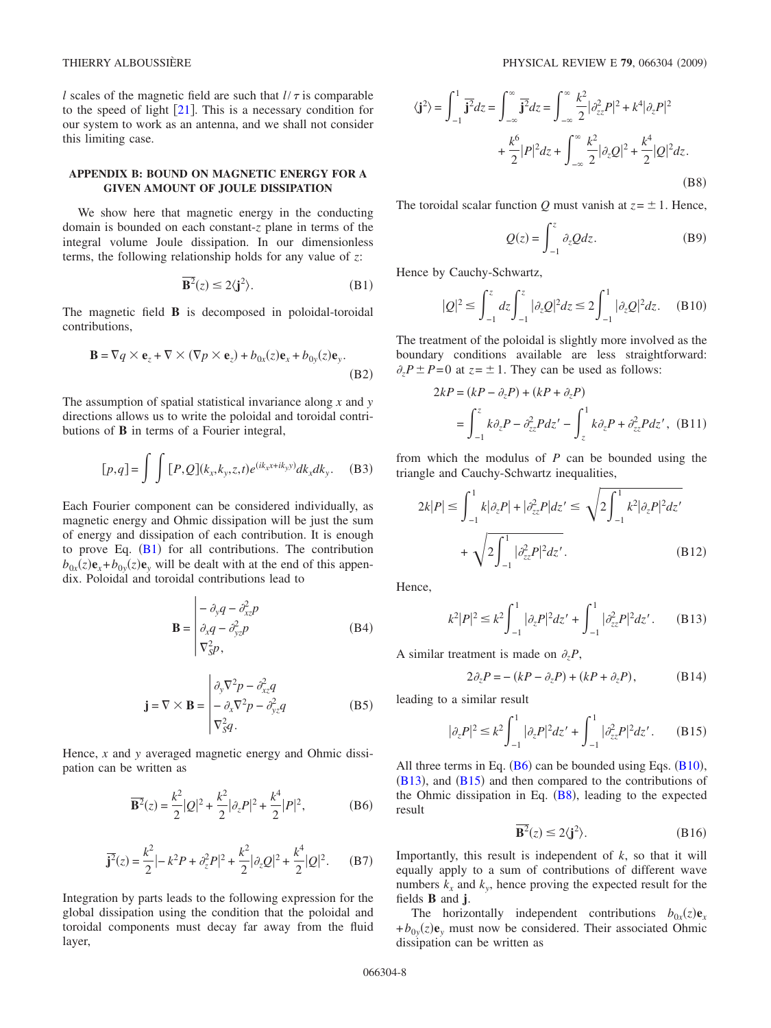$l$ scales of the magnetic field are such that $l/\tau$ is comparable to the speed of light [21]. This is a necessary condition for our system to work as an antenna, and we shall not consider this limiting case.

## APPENDIX B: BOUND ON MAGNETIC ENERGY FOR A GIVEN AMOUNT OF JOULE DISSIPATION

We show here that magnetic energy in the conducting domain is bounded on each constant-$z$ plane in terms of the integral volume Joule dissipation. In our dimensionless terms, the following relationship holds for any value of $z$:

$$\overline{\mathbf{B}^2}(z) \le 2\langle \mathbf{j}^2 \rangle. \tag{B1}$$

The magnetic field $\mathbf{B}$ is decomposed in poloidal-toroidal contributions,

$$\mathbf{B} = \nabla q \times \mathbf{e}_z + \nabla \times (\nabla p \times \mathbf{e}_z) + b_{0x}(z)\mathbf{e}_x + b_{0y}(z)\mathbf{e}_y. \tag{B2}$$

The assumption of spatial statistical invariance along $x$ and $y$ directions allows us to write the poloidal and toroidal contributions of $\mathbf{B}$ in terms of a Fourier integral,

$$[p,q] = \int\int [P,Q](k_x,k_y,z,t)e^{(ik_x x + ik_y y)}dk_x dk_y. \tag{B3}$$

Each Fourier component can be considered individually, as magnetic energy and Ohmic dissipation will be just the sum of energy and dissipation of each contribution. It is enough to prove Eq. (B1) for all contributions. The contribution $b_{0x}(z)\mathbf{e}_x + b_{0y}(z)\mathbf{e}_y$ will be dealt with at the end of this appendix. Poloidal and toroidal contributions lead to

$$\mathbf{B} = \begin{vmatrix} -\partial_y q - \partial^2_{xz} p \\ \partial_x q - \partial^2_{yz} p \\ \nabla^2_S p, \end{vmatrix} \tag{B4}$$

$$\mathbf{j} = \nabla \times \mathbf{B} = \begin{vmatrix} \partial_y \nabla^2 p - \partial^2_{xz} q \\ -\partial_x \nabla^2 p - \partial^2_{yz} q \\ \nabla^2_S q. \end{vmatrix} \tag{B5}$$

Hence, $x$ and $y$ averaged magnetic energy and Ohmic dissipation can be written as

$$\overline{\mathbf{B}^2}(z) = \frac{k^2}{2}|Q|^2 + \frac{k^2}{2}|\partial_z P|^2 + \frac{k^4}{2}|P|^2, \tag{B6}$$

$$\overline{\mathbf{j}^2}(z) = \frac{k^2}{2}|-k^2 P + \partial_z^2 P|^2 + \frac{k^2}{2}|\partial_z Q|^2 + \frac{k^4}{2}|Q|^2. \tag{B7}$$

Integration by parts leads to the following expression for the global dissipation using the condition that the poloidal and toroidal components must decay far away from the fluid layer,

$$\langle \mathbf{j}^2 \rangle = \int_{-1}^{1} \overline{\mathbf{j}^2} dz = \int_{-\infty}^{\infty} \overline{\mathbf{j}^2} dz = \int_{-\infty}^{\infty} \frac{k^2}{2}|\partial^2_{zz} P|^2 + k^4 |\partial_z P|^2 + \frac{k^6}{2}|P|^2 dz + \int_{-\infty}^{\infty} \frac{k^2}{2}|\partial_z Q|^2 + \frac{k^4}{2}|Q|^2 dz. \tag{B8}$$

The toroidal scalar function $Q$ must vanish at $z = \pm 1$. Hence,

$$Q(z) = \int_{-1}^{z} \partial_z Q dz. \tag{B9}$$

Hence by Cauchy-Schwartz,

$$|Q|^2 \le \int_{-1}^{z} dz \int_{-1}^{z} |\partial_z Q|^2 dz \le 2\int_{-1}^{1} |\partial_z Q|^2 dz. \tag{B10}$$

The treatment of the poloidal is slightly more involved as the boundary conditions available are less straightforward: $\partial_z P \pm P = 0$ at $z = \pm 1$. They can be used as follows:

$$\begin{aligned} 2kP &= (kP - \partial_z P) + (kP + \partial_z P) \\ &= \int_{-1}^{z} k\partial_z P - \partial^2_{zz} P dz' - \int_{z}^{1} k\partial_z P + \partial^2_{zz} P dz', \end{aligned} \tag{B11}$$

from which the modulus of $P$ can be bounded using the triangle and Cauchy-Schwartz inequalities,

$$2k|P| \le \int_{-1}^{1} k|\partial_z P| + |\partial^2_{zz} P| dz' \le \sqrt{2\int_{-1}^{1} k^2 |\partial_z P|^2 dz'} + \sqrt{2\int_{-1}^{1} |\partial^2_{zz} P|^2 dz'}. \tag{B12}$$

Hence,

$$k^2|P|^2 \le k^2 \int_{-1}^{1} |\partial_z P|^2 dz' + \int_{-1}^{1} |\partial^2_{zz} P|^2 dz'. \tag{B13}$$

A similar treatment is made on $\partial_z P$,

$$2\partial_z P = -(kP - \partial_z P) + (kP + \partial_z P), \tag{B14}$$

leading to a similar result

$$|\partial_z P|^2 \le k^2 \int_{-1}^{1} |\partial_z P|^2 dz' + \int_{-1}^{1} |\partial^2_{zz} P|^2 dz'. \tag{B15}$$

All three terms in Eq. (B6) can be bounded using Eqs. (B10), (B13), and (B15) and then compared to the contributions of the Ohmic dissipation in Eq. (B8), leading to the expected result

$$\overline{\mathbf{B}^2}(z) \le 2\langle \mathbf{j}^2 \rangle. \tag{B16}$$

Importantly, this result is independent of $k$, so that it will equally apply to a sum of contributions of different wave numbers $k_x$ and $k_y$, hence proving the expected result for the fields $\mathbf{B}$ and $\mathbf{j}$.

The horizontally independent contributions $b_{0x}(z)\mathbf{e}_x + b_{0y}(z)\mathbf{e}_y$ must now be considered. Their associated Ohmic dissipation can be written as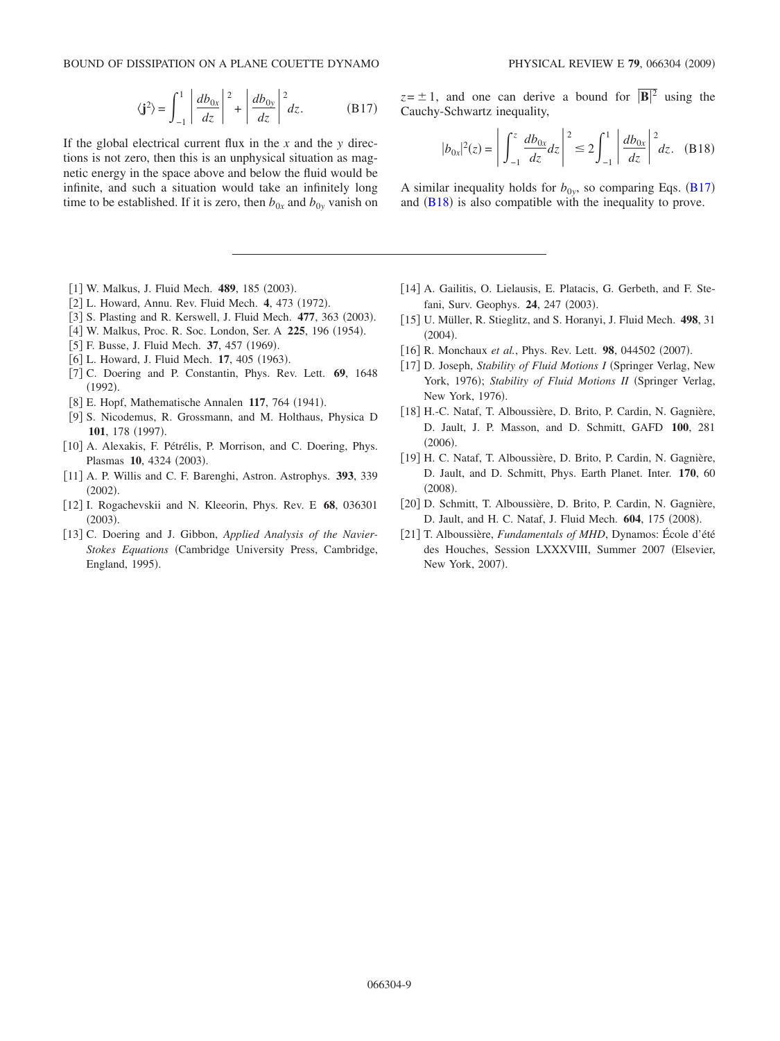$$\langle \mathbf{j}^2 \rangle = \int_{-1}^{1} \left| \frac{db_{0x}}{dz} \right|^2 + \left| \frac{db_{0y}}{dz} \right|^2 dz. \tag{B17}$$

If the global electrical current flux in the $x$ and the $y$ directions is not zero, then this is an unphysical situation as magnetic energy in the space above and below the fluid would be infinite, and such a situation would take an infinitely long time to be established. If it is zero, then $b_{0x}$ and $b_{0y}$ vanish on $z = \pm 1$, and one can derive a bound for $\overline{|\mathbf{B}|^2}$ using the Cauchy-Schwartz inequality,

$$|b_{0x}|^2(z) = \left| \int_{-1}^{z} \frac{db_{0x}}{dz} dz \right|^2 \leq 2 \int_{-1}^{1} \left| \frac{db_{0x}}{dz} \right|^2 dz. \tag{B18}$$

A similar inequality holds for $b_{0y}$, so comparing Eqs. (B17) and (B18) is also compatible with the inequality to prove.

---

[1] W. Malkus, J. Fluid Mech. **489**, 185 (2003).

[2] L. Howard, Annu. Rev. Fluid Mech. **4**, 473 (1972).

[3] S. Plasting and R. Kerswell, J. Fluid Mech. **477**, 363 (2003).

[4] W. Malkus, Proc. R. Soc. London, Ser. A **225**, 196 (1954).

[5] F. Busse, J. Fluid Mech. **37**, 457 (1969).

[6] L. Howard, J. Fluid Mech. **17**, 405 (1963).

[7] C. Doering and P. Constantin, Phys. Rev. Lett. **69**, 1648 (1992).

[8] E. Hopf, Mathematische Annalen **117**, 764 (1941).

[9] S. Nicodemus, R. Grossmann, and M. Holthaus, Physica D **101**, 178 (1997).

[10] A. Alexakis, F. Pétrélis, P. Morrison, and C. Doering, Phys. Plasmas **10**, 4324 (2003).

[11] A. P. Willis and C. F. Barenghi, Astron. Astrophys. **393**, 339 (2002).

[12] I. Rogachevskii and N. Kleeorin, Phys. Rev. E **68**, 036301 (2003).

[13] C. Doering and J. Gibbon, *Applied Analysis of the Navier-Stokes Equations* (Cambridge University Press, Cambridge, England, 1995).

[14] A. Gailitis, O. Lielausis, E. Platacis, G. Gerbeth, and F. Stefani, Surv. Geophys. **24**, 247 (2003).

[15] U. Müller, R. Stieglitz, and S. Horanyi, J. Fluid Mech. **498**, 31 (2004).

[16] R. Monchaux *et al.*, Phys. Rev. Lett. **98**, 044502 (2007).

[17] D. Joseph, *Stability of Fluid Motions I* (Springer Verlag, New York, 1976); *Stability of Fluid Motions II* (Springer Verlag, New York, 1976).

[18] H.-C. Nataf, T. Alboussière, D. Brito, P. Cardin, N. Gagnière, D. Jault, J. P. Masson, and D. Schmitt, GAFD **100**, 281 (2006).

[19] H. C. Nataf, T. Alboussière, D. Brito, P. Cardin, N. Gagnière, D. Jault, and D. Schmitt, Phys. Earth Planet. Inter. **170**, 60 (2008).

[20] D. Schmitt, T. Alboussière, D. Brito, P. Cardin, N. Gagnière, D. Jault, and H. C. Nataf, J. Fluid Mech. **604**, 175 (2008).

[21] T. Alboussière, *Fundamentals of MHD*, Dynamos: École d'été des Houches, Session LXXXVIII, Summer 2007 (Elsevier, New York, 2007).